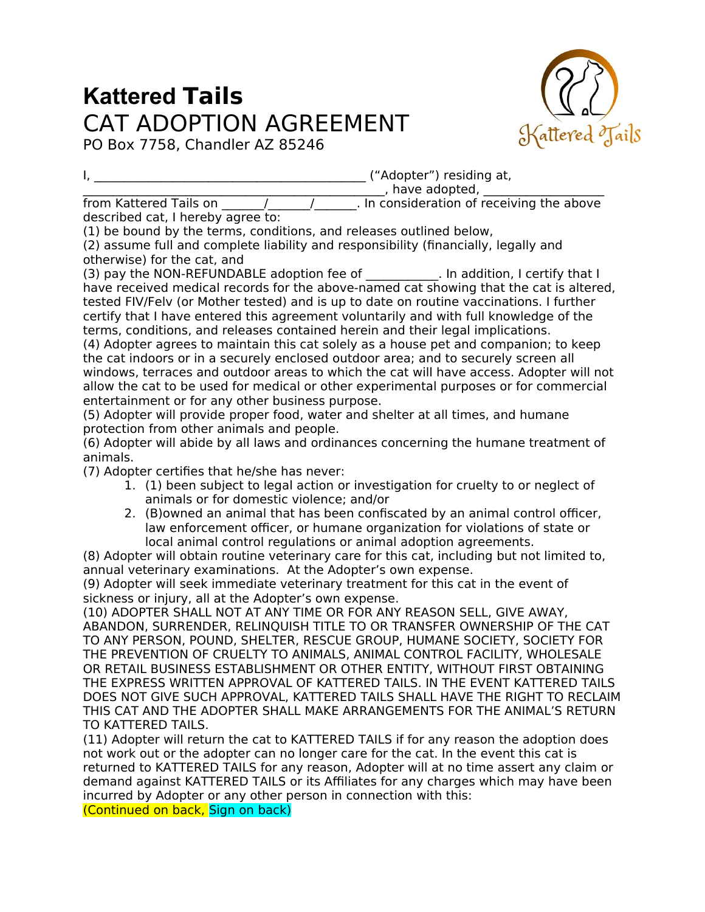# Kattered Tails

## CAT ADOPTION AGREEMENT

PO Box 7758, Chandler AZ 85246

I, ___________________________________________ ("Adopter") residing at, _______________________________________________, have adopted, ___________________ from Kattered Tails on _______/_______/_______. In consideration of receiving the above described cat, I hereby agree to:

(1) be bound by the terms, conditions, and releases outlined below,

(2) assume full and complete liability and responsibility (financially, legally and otherwise) for the cat, and

(3) pay the NON-REFUNDABLE adoption fee of ___________. In addition, I certify that I have received medical records for the above-named cat showing that the cat is altered, tested FIV/Felv (or Mother tested) and is up to date on routine vaccinations. I further certify that I have entered this agreement voluntarily and with full knowledge of the terms, conditions, and releases contained herein and their legal implications.

(4) Adopter agrees to maintain this cat solely as a house pet and companion; to keep the cat indoors or in a securely enclosed outdoor area; and to securely screen all windows, terraces and outdoor areas to which the cat will have access. Adopter will not allow the cat to be used for medical or other experimental purposes or for commercial entertainment or for any other business purpose.

(5) Adopter will provide proper food, water and shelter at all times, and humane protection from other animals and people.

(6) Adopter will abide by all laws and ordinances concerning the humane treatment of animals.

(7) Adopter certifies that he/she has never:

1. (1) been subject to legal action or investigation for cruelty to or neglect of animals or for domestic violence; and/or
2. (B)owned an animal that has been confiscated by an animal control officer, law enforcement officer, or humane organization for violations of state or local animal control regulations or animal adoption agreements.

(8) Adopter will obtain routine veterinary care for this cat, including but not limited to, annual veterinary examinations. At the Adopter's own expense.

(9) Adopter will seek immediate veterinary treatment for this cat in the event of sickness or injury, all at the Adopter's own expense.

(10) ADOPTER SHALL NOT AT ANY TIME OR FOR ANY REASON SELL, GIVE AWAY, ABANDON, SURRENDER, RELINQUISH TITLE TO OR TRANSFER OWNERSHIP OF THE CAT TO ANY PERSON, POUND, SHELTER, RESCUE GROUP, HUMANE SOCIETY, SOCIETY FOR THE PREVENTION OF CRUELTY TO ANIMALS, ANIMAL CONTROL FACILITY, WHOLESALE OR RETAIL BUSINESS ESTABLISHMENT OR OTHER ENTITY, WITHOUT FIRST OBTAINING THE EXPRESS WRITTEN APPROVAL OF KATTERED TAILS. IN THE EVENT KATTERED TAILS DOES NOT GIVE SUCH APPROVAL, KATTERED TAILS SHALL HAVE THE RIGHT TO RECLAIM THIS CAT AND THE ADOPTER SHALL MAKE ARRANGEMENTS FOR THE ANIMAL'S RETURN TO KATTERED TAILS.

(11) Adopter will return the cat to KATTERED TAILS if for any reason the adoption does not work out or the adopter can no longer care for the cat. In the event this cat is returned to KATTERED TAILS for any reason, Adopter will at no time assert any claim or demand against KATTERED TAILS or its Affiliates for any charges which may have been incurred by Adopter or any other person in connection with this:

(Continued on back, Sign on back)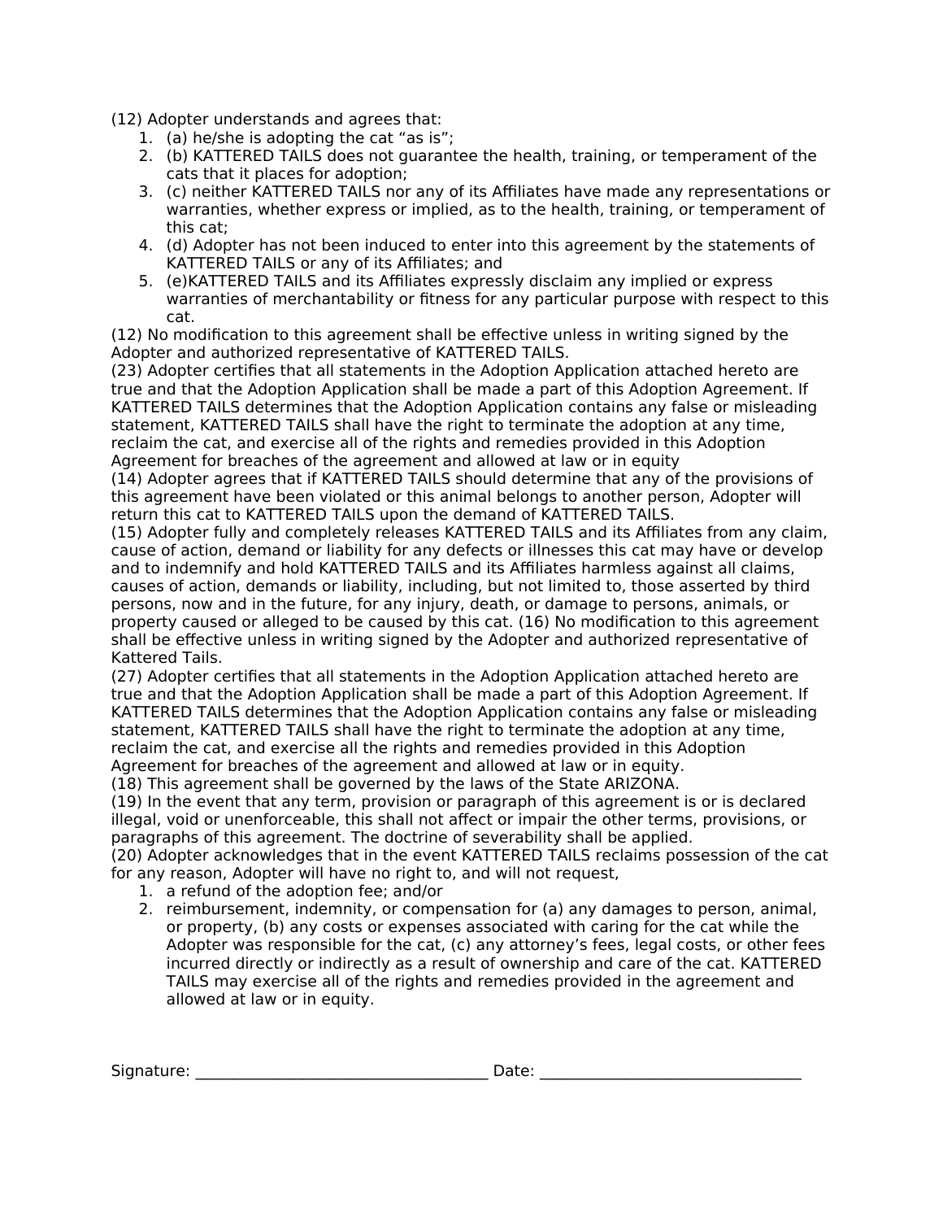(12) Adopter understands and agrees that:

1. (a) he/she is adopting the cat “as is”;
2. (b) KATTERED TAILS does not guarantee the health, training, or temperament of the cats that it places for adoption;
3. (c) neither KATTERED TAILS nor any of its Affiliates have made any representations or warranties, whether express or implied, as to the health, training, or temperament of this cat;
4. (d) Adopter has not been induced to enter into this agreement by the statements of KATTERED TAILS or any of its Affiliates; and
5. (e)KATTERED TAILS and its Affiliates expressly disclaim any implied or express warranties of merchantability or fitness for any particular purpose with respect to this cat.

(12) No modification to this agreement shall be effective unless in writing signed by the Adopter and authorized representative of KATTERED TAILS.

(23) Adopter certifies that all statements in the Adoption Application attached hereto are true and that the Adoption Application shall be made a part of this Adoption Agreement. If KATTERED TAILS determines that the Adoption Application contains any false or misleading statement, KATTERED TAILS shall have the right to terminate the adoption at any time, reclaim the cat, and exercise all of the rights and remedies provided in this Adoption Agreement for breaches of the agreement and allowed at law or in equity

(14) Adopter agrees that if KATTERED TAILS should determine that any of the provisions of this agreement have been violated or this animal belongs to another person, Adopter will return this cat to KATTERED TAILS upon the demand of KATTERED TAILS.

(15) Adopter fully and completely releases KATTERED TAILS and its Affiliates from any claim, cause of action, demand or liability for any defects or illnesses this cat may have or develop and to indemnify and hold KATTERED TAILS and its Affiliates harmless against all claims, causes of action, demands or liability, including, but not limited to, those asserted by third persons, now and in the future, for any injury, death, or damage to persons, animals, or property caused or alleged to be caused by this cat. (16) No modification to this agreement shall be effective unless in writing signed by the Adopter and authorized representative of Kattered Tails.

(27) Adopter certifies that all statements in the Adoption Application attached hereto are true and that the Adoption Application shall be made a part of this Adoption Agreement. If KATTERED TAILS determines that the Adoption Application contains any false or misleading statement, KATTERED TAILS shall have the right to terminate the adoption at any time, reclaim the cat, and exercise all the rights and remedies provided in this Adoption Agreement for breaches of the agreement and allowed at law or in equity.

(18) This agreement shall be governed by the laws of the State ARIZONA.

(19) In the event that any term, provision or paragraph of this agreement is or is declared illegal, void or unenforceable, this shall not affect or impair the other terms, provisions, or paragraphs of this agreement. The doctrine of severability shall be applied.

(20) Adopter acknowledges that in the event KATTERED TAILS reclaims possession of the cat for any reason, Adopter will have no right to, and will not request,

1. a refund of the adoption fee; and/or
2. reimbursement, indemnity, or compensation for (a) any damages to person, animal, or property, (b) any costs or expenses associated with caring for the cat while the Adopter was responsible for the cat, (c) any attorney’s fees, legal costs, or other fees incurred directly or indirectly as a result of ownership and care of the cat. KATTERED TAILS may exercise all of the rights and remedies provided in the agreement and allowed at law or in equity.

Signature: ____________________________________ Date: ________________________________